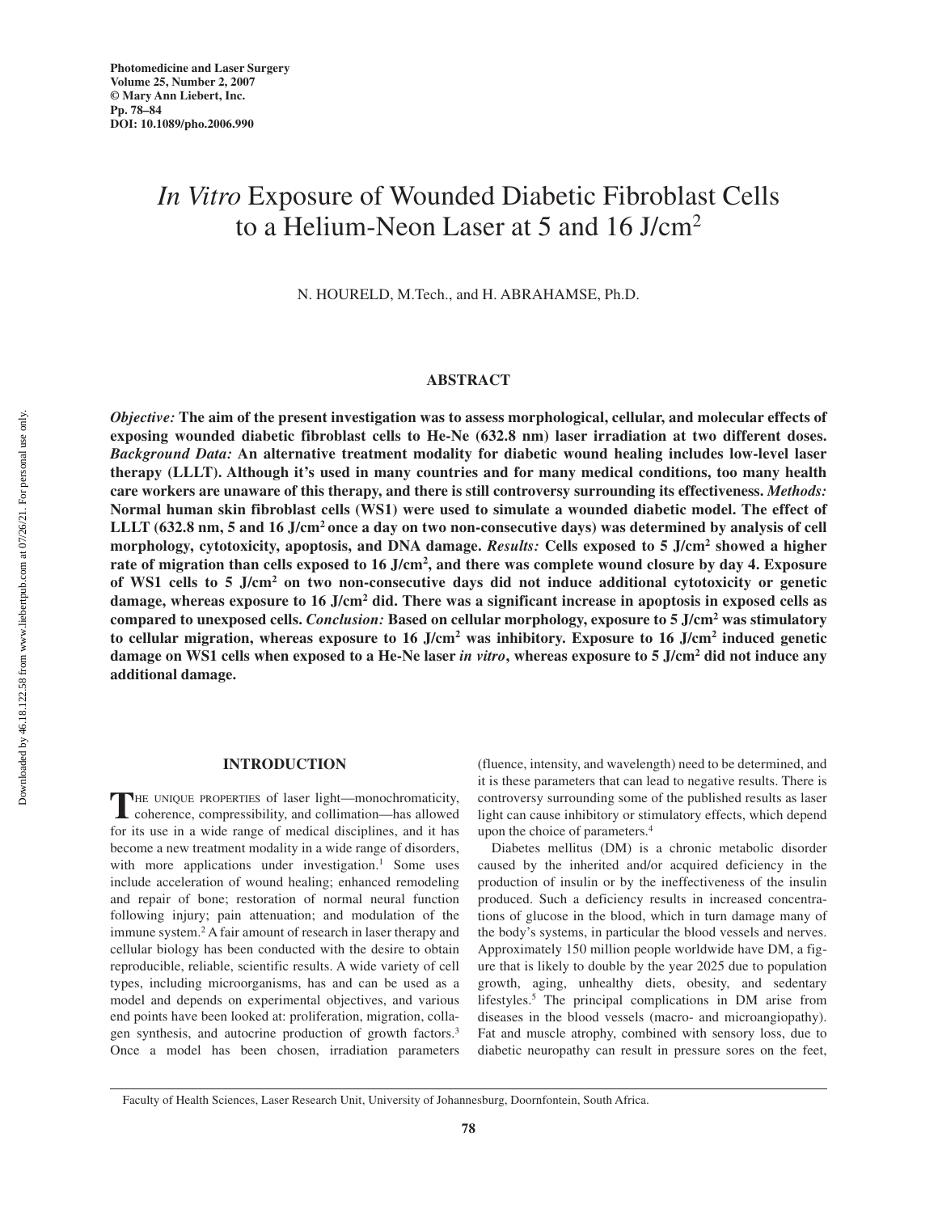# *In Vitro* Exposure of Wounded Diabetic Fibroblast Cells to a Helium-Neon Laser at 5 and 16 J/cm$^2$

N. HOURELD, M.Tech., and H. ABRAHAMSE, Ph.D.

## ABSTRACT

***Objective:*** **The aim of the present investigation was to assess morphological, cellular, and molecular effects of exposing wounded diabetic fibroblast cells to He-Ne (632.8 nm) laser irradiation at two different doses.** ***Background Data:*** **An alternative treatment modality for diabetic wound healing includes low-level laser therapy (LLLT). Although it's used in many countries and for many medical conditions, too many health care workers are unaware of this therapy, and there is still controversy surrounding its effectiveness.** ***Methods:*** **Normal human skin fibroblast cells (WS1) were used to simulate a wounded diabetic model. The effect of LLLT (632.8 nm, 5 and 16 J/cm$^2$ once a day on two non-consecutive days) was determined by analysis of cell morphology, cytotoxicity, apoptosis, and DNA damage.** ***Results:*** **Cells exposed to 5 J/cm$^2$ showed a higher rate of migration than cells exposed to 16 J/cm$^2$, and there was complete wound closure by day 4. Exposure of WS1 cells to 5 J/cm$^2$ on two non-consecutive days did not induce additional cytotoxicity or genetic damage, whereas exposure to 16 J/cm$^2$ did. There was a significant increase in apoptosis in exposed cells as compared to unexposed cells.** ***Conclusion:*** **Based on cellular morphology, exposure to 5 J/cm$^2$ was stimulatory to cellular migration, whereas exposure to 16 J/cm$^2$ was inhibitory. Exposure to 16 J/cm$^2$ induced genetic damage on WS1 cells when exposed to a He-Ne laser** ***in vitro*****, whereas exposure to 5 J/cm$^2$ did not induce any additional damage.**

## INTRODUCTION

The unique properties of laser light—monochromaticity, coherence, compressibility, and collimation—has allowed for its use in a wide range of medical disciplines, and it has become a new treatment modality in a wide range of disorders, with more applications under investigation.[1] Some uses include acceleration of wound healing; enhanced remodeling and repair of bone; restoration of normal neural function following injury; pain attenuation; and modulation of the immune system.[2] A fair amount of research in laser therapy and cellular biology has been conducted with the desire to obtain reproducible, reliable, scientific results. A wide variety of cell types, including microorganisms, has and can be used as a model and depends on experimental objectives, and various end points have been looked at: proliferation, migration, collagen synthesis, and autocrine production of growth factors.[3] Once a model has been chosen, irradiation parameters (fluence, intensity, and wavelength) need to be determined, and it is these parameters that can lead to negative results. There is controversy surrounding some of the published results as laser light can cause inhibitory or stimulatory effects, which depend upon the choice of parameters.[4]

Diabetes mellitus (DM) is a chronic metabolic disorder caused by the inherited and/or acquired deficiency in the production of insulin or by the ineffectiveness of the insulin produced. Such a deficiency results in increased concentrations of glucose in the blood, which in turn damage many of the body's systems, in particular the blood vessels and nerves. Approximately 150 million people worldwide have DM, a figure that is likely to double by the year 2025 due to population growth, aging, unhealthy diets, obesity, and sedentary lifestyles.[5] The principal complications in DM arise from diseases in the blood vessels (macro- and microangiopathy). Fat and muscle atrophy, combined with sensory loss, due to diabetic neuropathy can result in pressure sores on the feet,

Faculty of Health Sciences, Laser Research Unit, University of Johannesburg, Doornfontein, South Africa.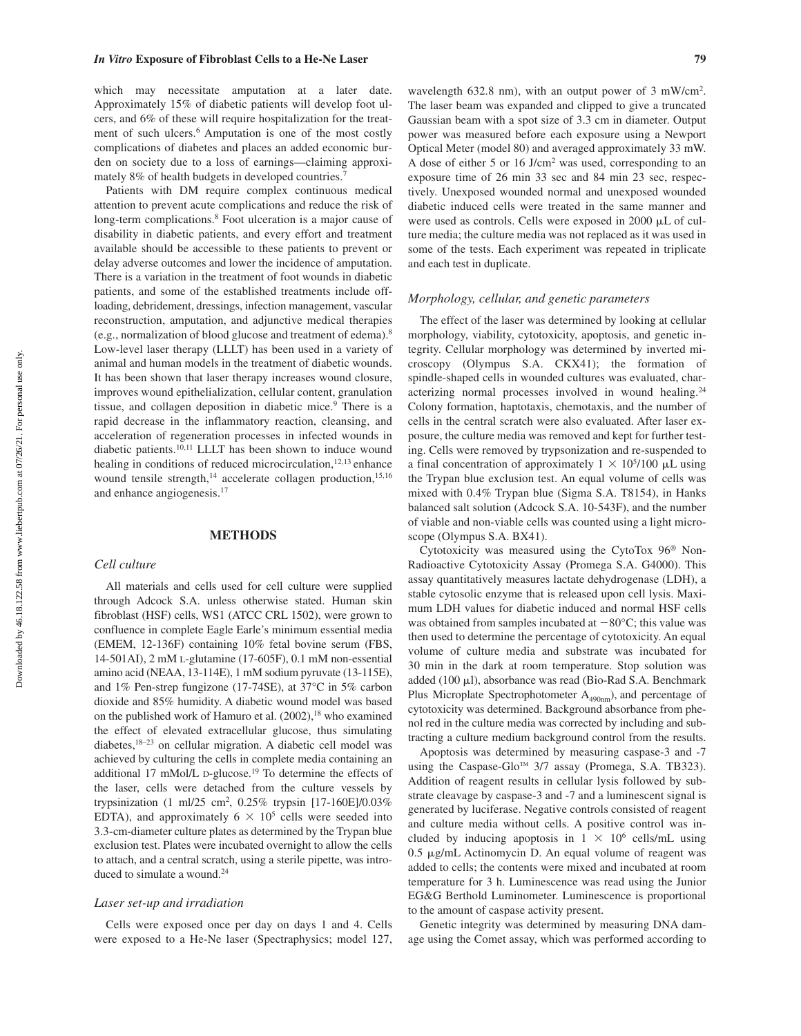which may necessitate amputation at a later date. Approximately 15% of diabetic patients will develop foot ulcers, and 6% of these will require hospitalization for the treatment of such ulcers.[6] Amputation is one of the most costly complications of diabetes and places an added economic burden on society due to a loss of earnings—claiming approximately 8% of health budgets in developed countries.[7]

Patients with DM require complex continuous medical attention to prevent acute complications and reduce the risk of long-term complications.[8] Foot ulceration is a major cause of disability in diabetic patients, and every effort and treatment available should be accessible to these patients to prevent or delay adverse outcomes and lower the incidence of amputation. There is a variation in the treatment of foot wounds in diabetic patients, and some of the established treatments include off-loading, debridement, dressings, infection management, vascular reconstruction, amputation, and adjunctive medical therapies (e.g., normalization of blood glucose and treatment of edema).[8] Low-level laser therapy (LLLT) has been used in a variety of animal and human models in the treatment of diabetic wounds. It has been shown that laser therapy increases wound closure, improves wound epithelialization, cellular content, granulation tissue, and collagen deposition in diabetic mice.[9] There is a rapid decrease in the inflammatory reaction, cleansing, and acceleration of regeneration processes in infected wounds in diabetic patients.[10,11] LLLT has been shown to induce wound healing in conditions of reduced microcirculation,[12,13] enhance wound tensile strength,[14] accelerate collagen production,[15,16] and enhance angiogenesis.[17]

## METHODS

### *Cell culture*

All materials and cells used for cell culture were supplied through Adcock S.A. unless otherwise stated. Human skin fibroblast (HSF) cells, WS1 (ATCC CRL 1502), were grown to confluence in complete Eagle Earle's minimum essential media (EMEM, 12-136F) containing 10% fetal bovine serum (FBS, 14-501AI), 2 mM L-glutamine (17-605F), 0.1 mM non-essential amino acid (NEAA, 13-114E), 1 mM sodium pyruvate (13-115E), and 1% Pen-strep fungizone (17-74SE), at 37°C in 5% carbon dioxide and 85% humidity. A diabetic wound model was based on the published work of Hamuro et al. (2002),[18] who examined the effect of elevated extracellular glucose, thus simulating diabetes,[18–23] on cellular migration. A diabetic cell model was achieved by culturing the cells in complete media containing an additional 17 mMol/L D-glucose.[19] To determine the effects of the laser, cells were detached from the culture vessels by trypsinization (1 ml/25 cm$^2$, 0.25% trypsin [17-160E]/0.03% EDTA), and approximately $6 \times 10^5$ cells were seeded into 3.3-cm-diameter culture plates as determined by the Trypan blue exclusion test. Plates were incubated overnight to allow the cells to attach, and a central scratch, using a sterile pipette, was introduced to simulate a wound.[24]

### *Laser set-up and irradiation*

Cells were exposed once per day on days 1 and 4. Cells were exposed to a He-Ne laser (Spectraphysics; model 127, wavelength 632.8 nm), with an output power of 3 mW/cm$^2$. The laser beam was expanded and clipped to give a truncated Gaussian beam with a spot size of 3.3 cm in diameter. Output power was measured before each exposure using a Newport Optical Meter (model 80) and averaged approximately 33 mW. A dose of either 5 or 16 J/cm$^2$ was used, corresponding to an exposure time of 26 min 33 sec and 84 min 23 sec, respectively. Unexposed wounded normal and unexposed wounded diabetic induced cells were treated in the same manner and were used as controls. Cells were exposed in 2000 μL of culture media; the culture media was not replaced as it was used in some of the tests. Each experiment was repeated in triplicate and each test in duplicate.

### *Morphology, cellular, and genetic parameters*

The effect of the laser was determined by looking at cellular morphology, viability, cytotoxicity, apoptosis, and genetic integrity. Cellular morphology was determined by inverted microscopy (Olympus S.A. CKX41); the formation of spindle-shaped cells in wounded cultures was evaluated, characterizing normal processes involved in wound healing.[24] Colony formation, haptotaxis, chemotaxis, and the number of cells in the central scratch were also evaluated. After laser exposure, the culture media was removed and kept for further testing. Cells were removed by trypsonization and re-suspended to a final concentration of approximately $1 \times 10^5$/100 μL using the Trypan blue exclusion test. An equal volume of cells was mixed with 0.4% Trypan blue (Sigma S.A. T8154), in Hanks balanced salt solution (Adcock S.A. 10-543F), and the number of viable and non-viable cells was counted using a light microscope (Olympus S.A. BX41).

Cytotoxicity was measured using the CytoTox 96® Non-Radioactive Cytotoxicity Assay (Promega S.A. G4000). This assay quantitatively measures lactate dehydrogenase (LDH), a stable cytosolic enzyme that is released upon cell lysis. Maximum LDH values for diabetic induced and normal HSF cells was obtained from samples incubated at −80°C; this value was then used to determine the percentage of cytotoxicity. An equal volume of culture media and substrate was incubated for 30 min in the dark at room temperature. Stop solution was added (100 μl), absorbance was read (Bio-Rad S.A. Benchmark Plus Microplate Spectrophotometer $A_{490nm}$), and percentage of cytotoxicity was determined. Background absorbance from phenol red in the culture media was corrected by including and subtracting a culture medium background control from the results.

Apoptosis was determined by measuring caspase-3 and -7 using the Caspase-Glo™ 3/7 assay (Promega, S.A. TB323). Addition of reagent results in cellular lysis followed by substrate cleavage by caspase-3 and -7 and a luminescent signal is generated by luciferase. Negative controls consisted of reagent and culture media without cells. A positive control was included by inducing apoptosis in $1 \times 10^6$ cells/mL using 0.5 μg/mL Actinomycin D. An equal volume of reagent was added to cells; the contents were mixed and incubated at room temperature for 3 h. Luminescence was read using the Junior EG&G Berthold Luminometer. Luminescence is proportional to the amount of caspase activity present.

Genetic integrity was determined by measuring DNA damage using the Comet assay, which was performed according to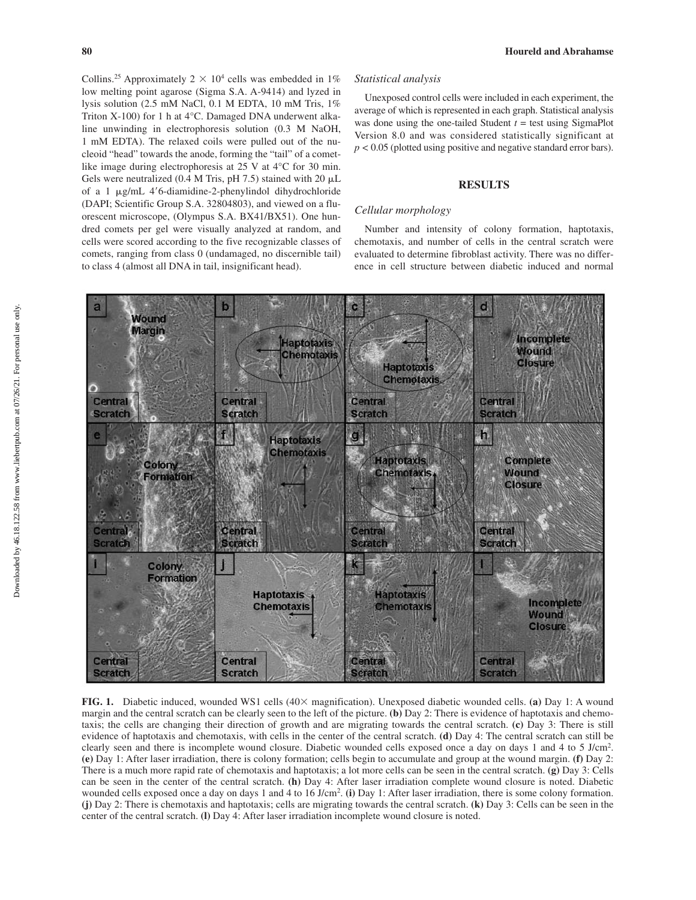Collins.[25] Approximately $2 \times 10^4$ cells was embedded in 1% low melting point agarose (Sigma S.A. A-9414) and lyzed in lysis solution (2.5 mM NaCl, 0.1 M EDTA, 10 mM Tris, 1% Triton X-100) for 1 h at 4°C. Damaged DNA underwent alkaline unwinding in electrophoresis solution (0.3 M NaOH, 1 mM EDTA). The relaxed coils were pulled out of the nucleoid "head" towards the anode, forming the "tail" of a comet-like image during electrophoresis at 25 V at 4°C for 30 min. Gels were neutralized (0.4 M Tris, pH 7.5) stained with 20 μL of a 1 μg/mL 4′6-diamidine-2-phenylindol dihydrochloride (DAPI; Scientific Group S.A. 32804803), and viewed on a fluorescent microscope, (Olympus S.A. BX41/BX51). One hundred comets per gel were visually analyzed at random, and cells were scored according to the five recognizable classes of comets, ranging from class 0 (undamaged, no discernible tail) to class 4 (almost all DNA in tail, insignificant head).

### *Statistical analysis*

Unexposed control cells were included in each experiment, the average of which is represented in each graph. Statistical analysis was done using the one-tailed Student $t$ = test using SigmaPlot Version 8.0 and was considered statistically significant at $p < 0.05$ (plotted using positive and negative standard error bars).

## RESULTS

### *Cellular morphology*

Number and intensity of colony formation, haptotaxis, chemotaxis, and number of cells in the central scratch were evaluated to determine fibroblast activity. There was no difference in cell structure between diabetic induced and normal

**FIG. 1.** Diabetic induced, wounded WS1 cells (40× magnification). Unexposed diabetic wounded cells. **(a)** Day 1: A wound margin and the central scratch can be clearly seen to the left of the picture. **(b)** Day 2: There is evidence of haptotaxis and chemotaxis; the cells are changing their direction of growth and are migrating towards the central scratch. **(c)** Day 3: There is still evidence of haptotaxis and chemotaxis, with cells in the center of the central scratch. **(d)** Day 4: The central scratch can still be clearly seen and there is incomplete wound closure. Diabetic wounded cells exposed once a day on days 1 and 4 to 5 J/cm². **(e)** Day 1: After laser irradiation, there is colony formation; cells begin to accumulate and group at the wound margin. **(f)** Day 2: There is a much more rapid rate of chemotaxis and haptotaxis; a lot more cells can be seen in the central scratch. **(g)** Day 3: Cells can be seen in the center of the central scratch. **(h)** Day 4: After laser irradiation complete wound closure is noted. Diabetic wounded cells exposed once a day on days 1 and 4 to 16 J/cm². **(i)** Day 1: After laser irradiation, there is some colony formation. **(j)** Day 2: There is chemotaxis and haptotaxis; cells are migrating towards the central scratch. **(k)** Day 3: Cells can be seen in the center of the central scratch. **(l)** Day 4: After laser irradiation incomplete wound closure is noted.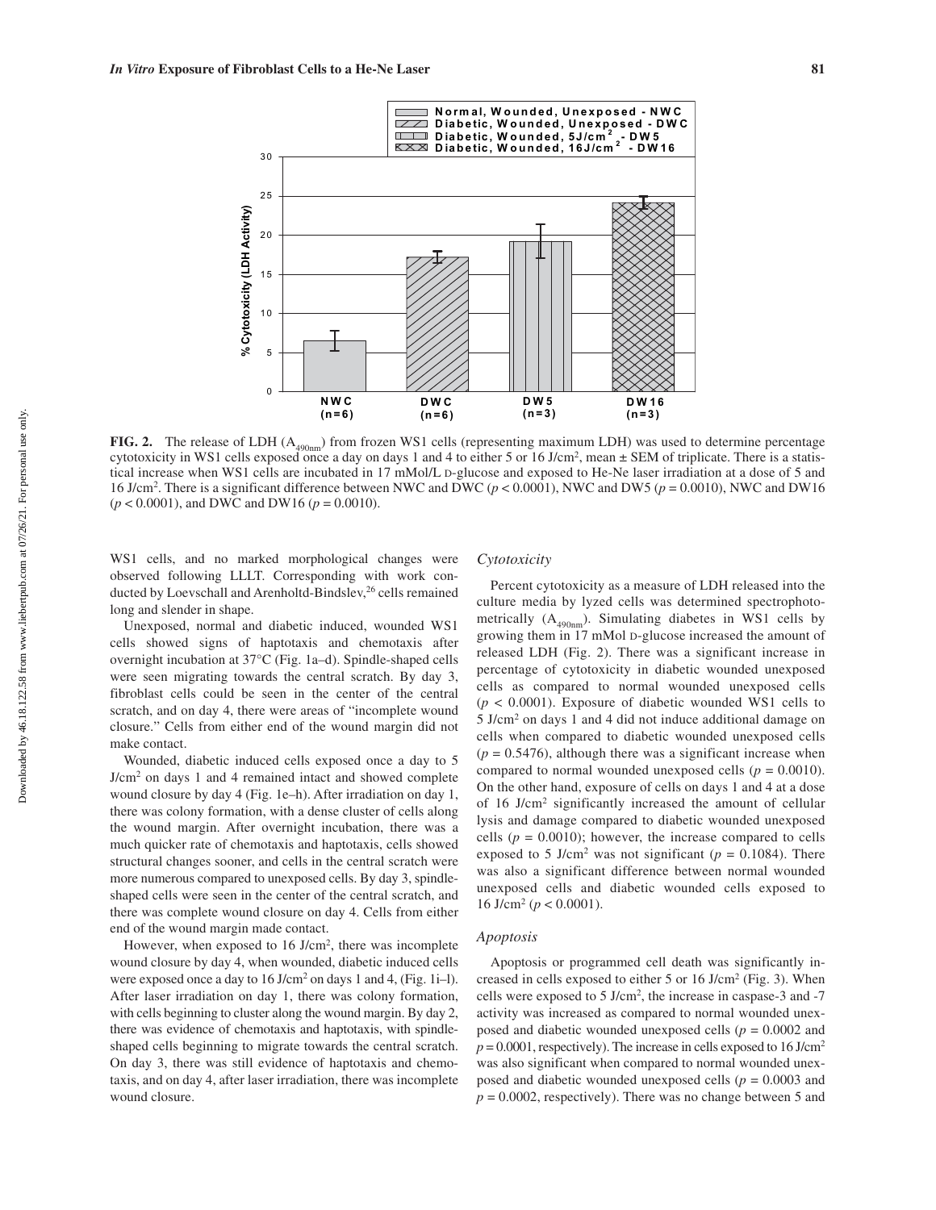**FIG. 2.** The release of LDH ($A_{490nm}$) from frozen WS1 cells (representing maximum LDH) was used to determine percentage cytotoxicity in WS1 cells exposed once a day on days 1 and 4 to either 5 or 16 J/cm$^2$, mean ± SEM of triplicate. There is a statistical increase when WS1 cells are incubated in 17 mMol/L D-glucose and exposed to He-Ne laser irradiation at a dose of 5 and 16 J/cm$^2$. There is a significant difference between NWC and DWC ($p < 0.0001$), NWC and DW5 ($p = 0.0010$), NWC and DW16 ($p < 0.0001$), and DWC and DW16 ($p = 0.0010$).

WS1 cells, and no marked morphological changes were observed following LLLT. Corresponding with work conducted by Loevschall and Arenholtd-Bindslev,[26] cells remained long and slender in shape.

Unexposed, normal and diabetic induced, wounded WS1 cells showed signs of haptotaxis and chemotaxis after overnight incubation at 37°C (Fig. 1a–d). Spindle-shaped cells were seen migrating towards the central scratch. By day 3, fibroblast cells could be seen in the center of the central scratch, and on day 4, there were areas of "incomplete wound closure." Cells from either end of the wound margin did not make contact.

Wounded, diabetic induced cells exposed once a day to 5 J/cm$^2$ on days 1 and 4 remained intact and showed complete wound closure by day 4 (Fig. 1e–h). After irradiation on day 1, there was colony formation, with a dense cluster of cells along the wound margin. After overnight incubation, there was a much quicker rate of chemotaxis and haptotaxis, cells showed structural changes sooner, and cells in the central scratch were more numerous compared to unexposed cells. By day 3, spindle-shaped cells were seen in the center of the central scratch, and there was complete wound closure on day 4. Cells from either end of the wound margin made contact.

However, when exposed to 16 J/cm$^2$, there was incomplete wound closure by day 4, when wounded, diabetic induced cells were exposed once a day to 16 J/cm$^2$ on days 1 and 4, (Fig. 1i–l). After laser irradiation on day 1, there was colony formation, with cells beginning to cluster along the wound margin. By day 2, there was evidence of chemotaxis and haptotaxis, with spindle-shaped cells beginning to migrate towards the central scratch. On day 3, there was still evidence of haptotaxis and chemotaxis, and on day 4, after laser irradiation, there was incomplete wound closure.

### *Cytotoxicity*

Percent cytotoxicity as a measure of LDH released into the culture media by lyzed cells was determined spectrophotometrically ($A_{490nm}$). Simulating diabetes in WS1 cells by growing them in 17 mMol D-glucose increased the amount of released LDH (Fig. 2). There was a significant increase in percentage of cytotoxicity in diabetic wounded unexposed cells as compared to normal wounded unexposed cells ($p < 0.0001$). Exposure of diabetic wounded WS1 cells to 5 J/cm$^2$ on days 1 and 4 did not induce additional damage on cells when compared to diabetic wounded unexposed cells ($p = 0.5476$), although there was a significant increase when compared to normal wounded unexposed cells ($p = 0.0010$). On the other hand, exposure of cells on days 1 and 4 at a dose of 16 J/cm$^2$ significantly increased the amount of cellular lysis and damage compared to diabetic wounded unexposed cells ($p = 0.0010$); however, the increase compared to cells exposed to 5 J/cm$^2$ was not significant ($p = 0.1084$). There was also a significant difference between normal wounded unexposed cells and diabetic wounded cells exposed to 16 J/cm$^2$ ($p < 0.0001$).

### *Apoptosis*

Apoptosis or programmed cell death was significantly increased in cells exposed to either 5 or 16 J/cm$^2$ (Fig. 3). When cells were exposed to 5 J/cm$^2$, the increase in caspase-3 and -7 activity was increased as compared to normal wounded unexposed and diabetic wounded unexposed cells ($p = 0.0002$ and $p = 0.0001$, respectively). The increase in cells exposed to 16 J/cm$^2$ was also significant when compared to normal wounded unexposed and diabetic wounded unexposed cells ($p = 0.0003$ and $p = 0.0002$, respectively). There was no change between 5 and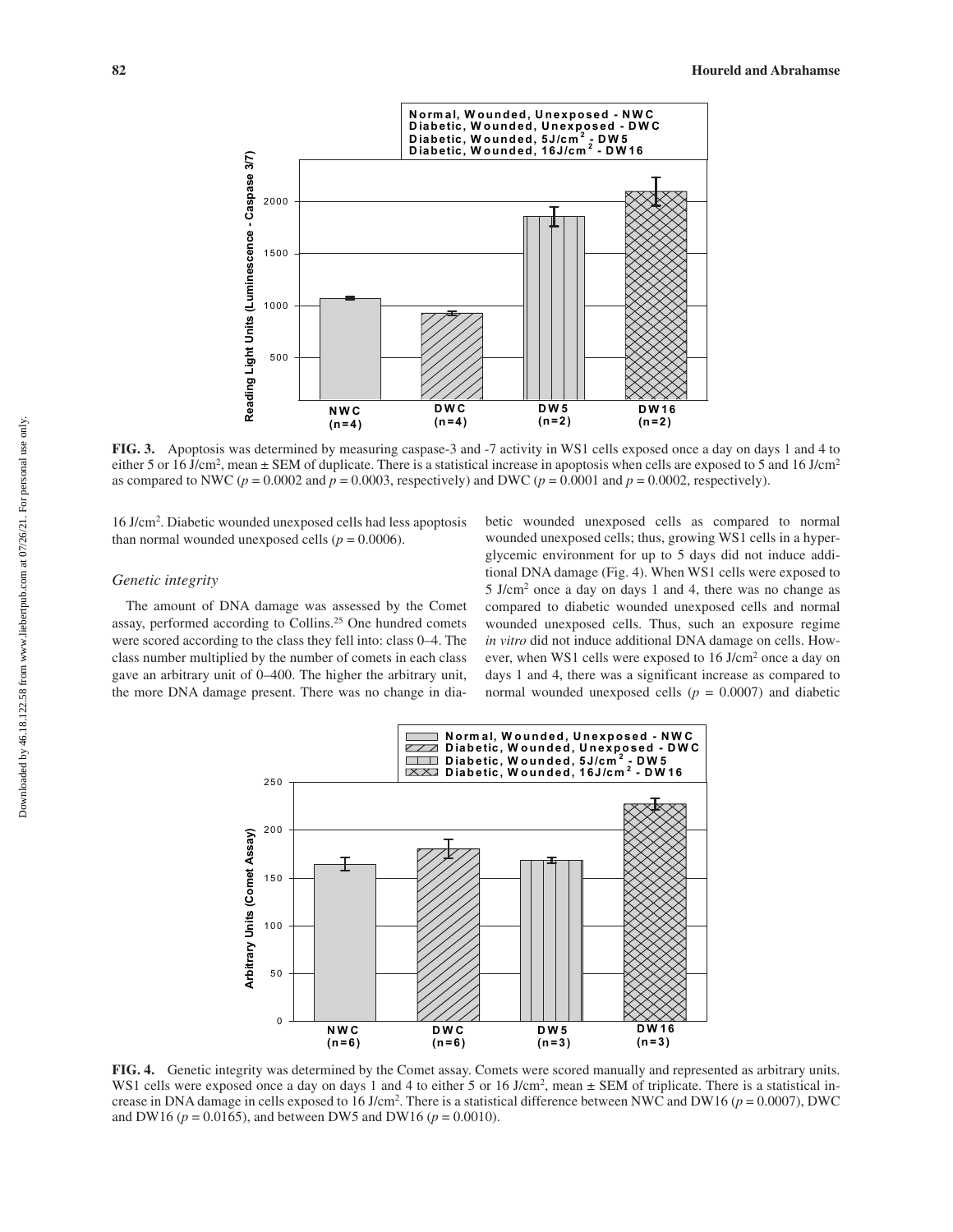**FIG. 3.** Apoptosis was determined by measuring caspase-3 and -7 activity in WS1 cells exposed once a day on days 1 and 4 to either 5 or 16 J/cm$^2$, mean ± SEM of duplicate. There is a statistical increase in apoptosis when cells are exposed to 5 and 16 J/cm$^2$ as compared to NWC ($p = 0.0002$ and $p = 0.0003$, respectively) and DWC ($p = 0.0001$ and $p = 0.0002$, respectively).

16 J/cm$^2$. Diabetic wounded unexposed cells had less apoptosis than normal wounded unexposed cells ($p = 0.0006$).

### *Genetic integrity*

The amount of DNA damage was assessed by the Comet assay, performed according to Collins.[25] One hundred comets were scored according to the class they fell into: class 0–4. The class number multiplied by the number of comets in each class gave an arbitrary unit of 0–400. The higher the arbitrary unit, the more DNA damage present. There was no change in diabetic wounded unexposed cells as compared to normal wounded unexposed cells; thus, growing WS1 cells in a hyperglycemic environment for up to 5 days did not induce additional DNA damage (Fig. 4). When WS1 cells were exposed to 5 J/cm$^2$ once a day on days 1 and 4, there was no change as compared to diabetic wounded unexposed cells and normal wounded unexposed cells. Thus, such an exposure regime *in vitro* did not induce additional DNA damage on cells. However, when WS1 cells were exposed to 16 J/cm$^2$ once a day on days 1 and 4, there was a significant increase as compared to normal wounded unexposed cells ($p = 0.0007$) and diabetic

**FIG. 4.** Genetic integrity was determined by the Comet assay. Comets were scored manually and represented as arbitrary units. WS1 cells were exposed once a day on days 1 and 4 to either 5 or 16 J/cm$^2$, mean ± SEM of triplicate. There is a statistical increase in DNA damage in cells exposed to 16 J/cm$^2$. There is a statistical difference between NWC and DW16 ($p = 0.0007$), DWC and DW16 ($p = 0.0165$), and between DW5 and DW16 ($p = 0.0010$).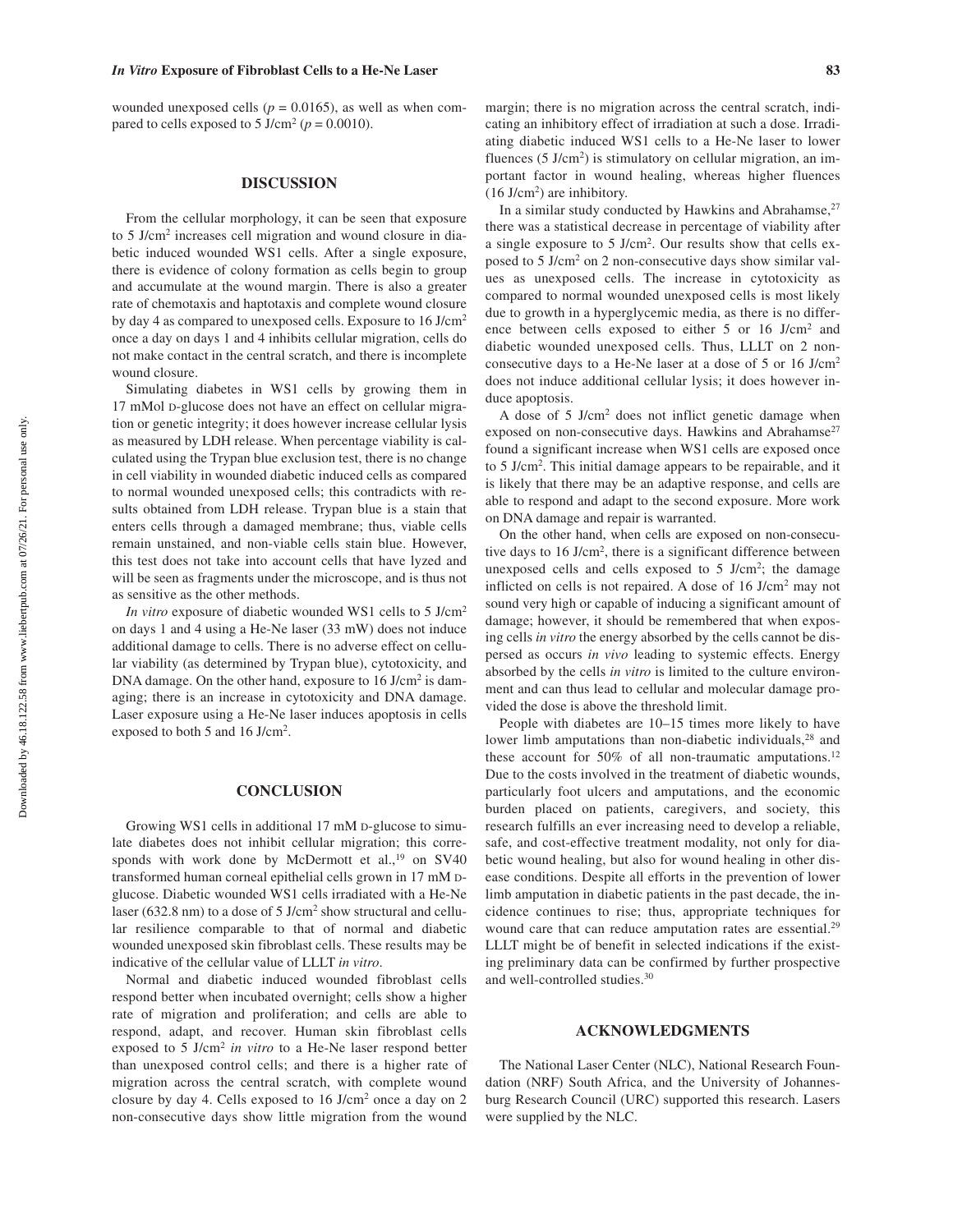wounded unexposed cells ($p = 0.0165$), as well as when compared to cells exposed to 5 J/cm$^2$ ($p = 0.0010$).

## DISCUSSION

From the cellular morphology, it can be seen that exposure to 5 J/cm$^2$ increases cell migration and wound closure in diabetic induced wounded WS1 cells. After a single exposure, there is evidence of colony formation as cells begin to group and accumulate at the wound margin. There is also a greater rate of chemotaxis and haptotaxis and complete wound closure by day 4 as compared to unexposed cells. Exposure to 16 J/cm$^2$ once a day on days 1 and 4 inhibits cellular migration, cells do not make contact in the central scratch, and there is incomplete wound closure.

Simulating diabetes in WS1 cells by growing them in 17 mMol D-glucose does not have an effect on cellular migration or genetic integrity; it does however increase cellular lysis as measured by LDH release. When percentage viability is calculated using the Trypan blue exclusion test, there is no change in cell viability in wounded diabetic induced cells as compared to normal wounded unexposed cells; this contradicts with results obtained from LDH release. Trypan blue is a stain that enters cells through a damaged membrane; thus, viable cells remain unstained, and non-viable cells stain blue. However, this test does not take into account cells that have lyzed and will be seen as fragments under the microscope, and is thus not as sensitive as the other methods.

*In vitro* exposure of diabetic wounded WS1 cells to 5 J/cm$^2$ on days 1 and 4 using a He-Ne laser (33 mW) does not induce additional damage to cells. There is no adverse effect on cellular viability (as determined by Trypan blue), cytotoxicity, and DNA damage. On the other hand, exposure to 16 J/cm$^2$ is damaging; there is an increase in cytotoxicity and DNA damage. Laser exposure using a He-Ne laser induces apoptosis in cells exposed to both 5 and 16 J/cm$^2$.

## CONCLUSION

Growing WS1 cells in additional 17 mM D-glucose to simulate diabetes does not inhibit cellular migration; this corresponds with work done by McDermott et al.,[19] on SV40 transformed human corneal epithelial cells grown in 17 mM D-glucose. Diabetic wounded WS1 cells irradiated with a He-Ne laser (632.8 nm) to a dose of 5 J/cm$^2$ show structural and cellular resilience comparable to that of normal and diabetic wounded unexposed skin fibroblast cells. These results may be indicative of the cellular value of LLLT *in vitro*.

Normal and diabetic induced wounded fibroblast cells respond better when incubated overnight; cells show a higher rate of migration and proliferation; and cells are able to respond, adapt, and recover. Human skin fibroblast cells exposed to 5 J/cm$^2$ *in vitro* to a He-Ne laser respond better than unexposed control cells; and there is a higher rate of migration across the central scratch, with complete wound closure by day 4. Cells exposed to 16 J/cm$^2$ once a day on 2 non-consecutive days show little migration from the wound margin; there is no migration across the central scratch, indicating an inhibitory effect of irradiation at such a dose. Irradiating diabetic induced WS1 cells to a He-Ne laser to lower fluences (5 J/cm$^2$) is stimulatory on cellular migration, an important factor in wound healing, whereas higher fluences (16 J/cm$^2$) are inhibitory.

In a similar study conducted by Hawkins and Abrahamse,[27] there was a statistical decrease in percentage of viability after a single exposure to 5 J/cm$^2$. Our results show that cells exposed to 5 J/cm$^2$ on 2 non-consecutive days show similar values as unexposed cells. The increase in cytotoxicity as compared to normal wounded unexposed cells is most likely due to growth in a hyperglycemic media, as there is no difference between cells exposed to either 5 or 16 J/cm$^2$ and diabetic wounded unexposed cells. Thus, LLLT on 2 non-consecutive days to a He-Ne laser at a dose of 5 or 16 J/cm$^2$ does not induce additional cellular lysis; it does however induce apoptosis.

A dose of 5 J/cm$^2$ does not inflict genetic damage when exposed on non-consecutive days. Hawkins and Abrahamse[27] found a significant increase when WS1 cells are exposed once to 5 J/cm$^2$. This initial damage appears to be repairable, and it is likely that there may be an adaptive response, and cells are able to respond and adapt to the second exposure. More work on DNA damage and repair is warranted.

On the other hand, when cells are exposed on non-consecutive days to 16 J/cm$^2$, there is a significant difference between unexposed cells and cells exposed to 5 J/cm$^2$; the damage inflicted on cells is not repaired. A dose of 16 J/cm$^2$ may not sound very high or capable of inducing a significant amount of damage; however, it should be remembered that when exposing cells *in vitro* the energy absorbed by the cells cannot be dispersed as occurs *in vivo* leading to systemic effects. Energy absorbed by the cells *in vitro* is limited to the culture environment and can thus lead to cellular and molecular damage provided the dose is above the threshold limit.

People with diabetes are 10–15 times more likely to have lower limb amputations than non-diabetic individuals,[28] and these account for 50% of all non-traumatic amputations.[12] Due to the costs involved in the treatment of diabetic wounds, particularly foot ulcers and amputations, and the economic burden placed on patients, caregivers, and society, this research fulfills an ever increasing need to develop a reliable, safe, and cost-effective treatment modality, not only for diabetic wound healing, but also for wound healing in other disease conditions. Despite all efforts in the prevention of lower limb amputation in diabetic patients in the past decade, the incidence continues to rise; thus, appropriate techniques for wound care that can reduce amputation rates are essential.[29] LLLT might be of benefit in selected indications if the existing preliminary data can be confirmed by further prospective and well-controlled studies.[30]

## ACKNOWLEDGMENTS

The National Laser Center (NLC), National Research Foundation (NRF) South Africa, and the University of Johannesburg Research Council (URC) supported this research. Lasers were supplied by the NLC.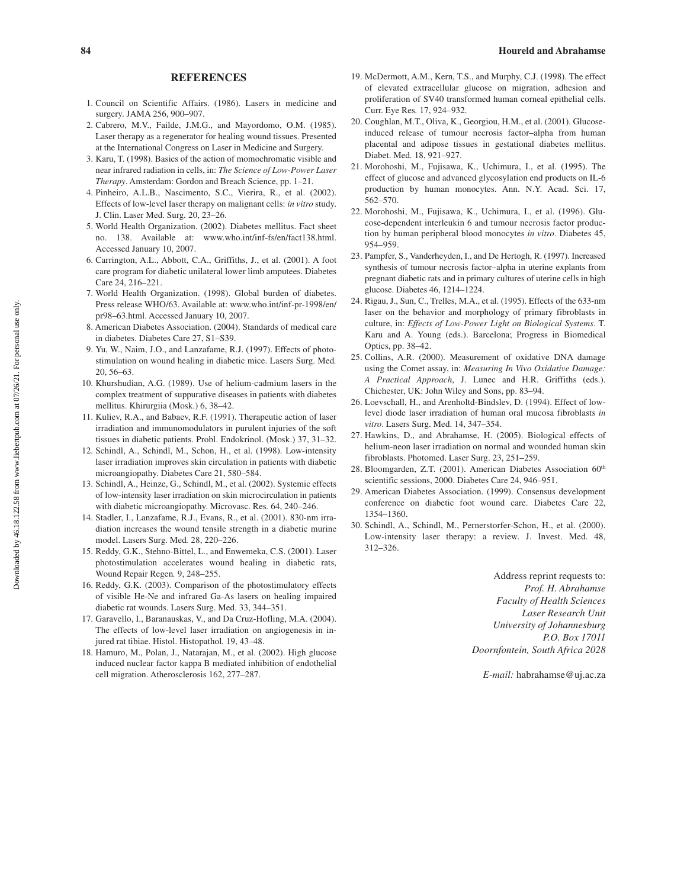## REFERENCES

1. Council on Scientific Affairs. (1986). Lasers in medicine and surgery. JAMA 256, 900–907.
2. Cabrero, M.V., Failde, J.M.G., and Mayordomo, O.M. (1985). Laser therapy as a regenerator for healing wound tissues. Presented at the International Congress on Laser in Medicine and Surgery.
3. Karu, T. (1998). Basics of the action of momochromatic visible and near infrared radiation in cells, in: *The Science of Low-Power Laser Therapy*. Amsterdam: Gordon and Breach Science, pp. 1–21.
4. Pinheiro, A.L.B., Nascimento, S.C., Vierira, R., et al. (2002). Effects of low-level laser therapy on malignant cells: *in vitro* study. J. Clin. Laser Med. Surg. 20, 23–26.
5. World Health Organization. (2002). Diabetes mellitus. Fact sheet no. 138. Available at: www.who.int/inf-fs/en/fact138.html. Accessed January 10, 2007.
6. Carrington, A.L., Abbott, C.A., Griffiths, J., et al. (2001). A foot care program for diabetic unilateral lower limb amputees. Diabetes Care 24, 216–221.
7. World Health Organization. (1998). Global burden of diabetes. Press release WHO/63. Available at: www.who.int/inf-pr-1998/en/pr98–63.html. Accessed January 10, 2007.
8. American Diabetes Association. (2004). Standards of medical care in diabetes. Diabetes Care 27, S1–S39.
9. Yu, W., Naim, J.O., and Lanzafame, R.J. (1997). Effects of photostimulation on wound healing in diabetic mice. Lasers Surg. Med. 20, 56–63.
10. Khurshudian, A.G. (1989). Use of helium-cadmium lasers in the complex treatment of suppurative diseases in patients with diabetes mellitus. Khirurgiia (Mosk.) 6, 38–42.
11. Kuliev, R.A., and Babaev, R.F. (1991). Therapeutic action of laser irradiation and immunomodulators in purulent injuries of the soft tissues in diabetic patients. Probl. Endokrinol. (Mosk.) 37, 31–32.
12. Schindl, A., Schindl, M., Schon, H., et al. (1998). Low-intensity laser irradiation improves skin circulation in patients with diabetic microangiopathy. Diabetes Care 21, 580–584.
13. Schindl, A., Heinze, G., Schindl, M., et al. (2002). Systemic effects of low-intensity laser irradiation on skin microcirculation in patients with diabetic microangiopathy. Microvasc. Res. 64, 240–246.
14. Stadler, I., Lanzafame, R.J., Evans, R., et al. (2001). 830-nm irradiation increases the wound tensile strength in a diabetic murine model. Lasers Surg. Med. 28, 220–226.
15. Reddy, G.K., Stehno-Bittel, L., and Enwemeka, C.S. (2001). Laser photostimulation accelerates wound healing in diabetic rats, Wound Repair Regen. 9, 248–255.
16. Reddy, G.K. (2003). Comparison of the photostimulatory effects of visible He-Ne and infrared Ga-As lasers on healing impaired diabetic rat wounds. Lasers Surg. Med. 33, 344–351.
17. Garavello, I., Baranauskas, V., and Da Cruz-Hofling, M.A. (2004). The effects of low-level laser irradiation on angiogenesis in injured rat tibiae. Histol. Histopathol. 19, 43–48.
18. Hamuro, M., Polan, J., Natarajan, M., et al. (2002). High glucose induced nuclear factor kappa B mediated inhibition of endothelial cell migration. Atherosclerosis 162, 277–287.
19. McDermott, A.M., Kern, T.S., and Murphy, C.J. (1998). The effect of elevated extracellular glucose on migration, adhesion and proliferation of SV40 transformed human corneal epithelial cells. Curr. Eye Res. 17, 924–932.
20. Coughlan, M.T., Oliva, K., Georgiou, H.M., et al. (2001). Glucose-induced release of tumour necrosis factor–alpha from human placental and adipose tissues in gestational diabetes mellitus. Diabet. Med. 18, 921–927.
21. Morohoshi, M., Fujisawa, K., Uchimura, I., et al. (1995). The effect of glucose and advanced glycosylation end products on IL-6 production by human monocytes. Ann. N.Y. Acad. Sci. 17, 562–570.
22. Morohoshi, M., Fujisawa, K., Uchimura, I., et al. (1996). Glucose-dependent interleukin 6 and tumour necrosis factor production by human peripheral blood monocytes *in vitro*. Diabetes 45, 954–959.
23. Pampfer, S., Vanderheyden, I., and De Hertogh, R. (1997). Increased synthesis of tumour necrosis factor–alpha in uterine explants from pregnant diabetic rats and in primary cultures of uterine cells in high glucose. Diabetes 46, 1214–1224.
24. Rigau, J., Sun, C., Trelles, M.A., et al. (1995). Effects of the 633-nm laser on the behavior and morphology of primary fibroblasts in culture, in: *Effects of Low-Power Light on Biological Systems*. T. Karu and A. Young (eds.). Barcelona; Progress in Biomedical Optics, pp. 38–42.
25. Collins, A.R. (2000). Measurement of oxidative DNA damage using the Comet assay, in: *Measuring In Vivo Oxidative Damage: A Practical Approach*, J. Lunec and H.R. Griffiths (eds.). Chichester, UK: John Wiley and Sons, pp. 83–94.
26. Loevschall, H., and Arenholtd-Bindslev, D. (1994). Effect of low-level diode laser irradiation of human oral mucosa fibroblasts *in vitro*. Lasers Surg. Med. 14, 347–354.
27. Hawkins, D., and Abrahamse, H. (2005). Biological effects of helium-neon laser irradiation on normal and wounded human skin fibroblasts. Photomed. Laser Surg. 23, 251–259.
28. Bloomgarden, Z.T. (2001). American Diabetes Association 60th scientific sessions, 2000. Diabetes Care 24, 946–951.
29. American Diabetes Association. (1999). Consensus development conference on diabetic foot wound care. Diabetes Care 22, 1354–1360.
30. Schindl, A., Schindl, M., Pernerstorfer-Schon, H., et al. (2000). Low-intensity laser therapy: a review. J. Invest. Med. 48, 312–326.

Address reprint requests to:
*Prof. H. Abrahamse*
*Faculty of Health Sciences*
*Laser Research Unit*
*University of Johannesburg*
*P.O. Box 17011*
*Doornfontein, South Africa 2028*

*E-mail:* habrahamse@uj.ac.za